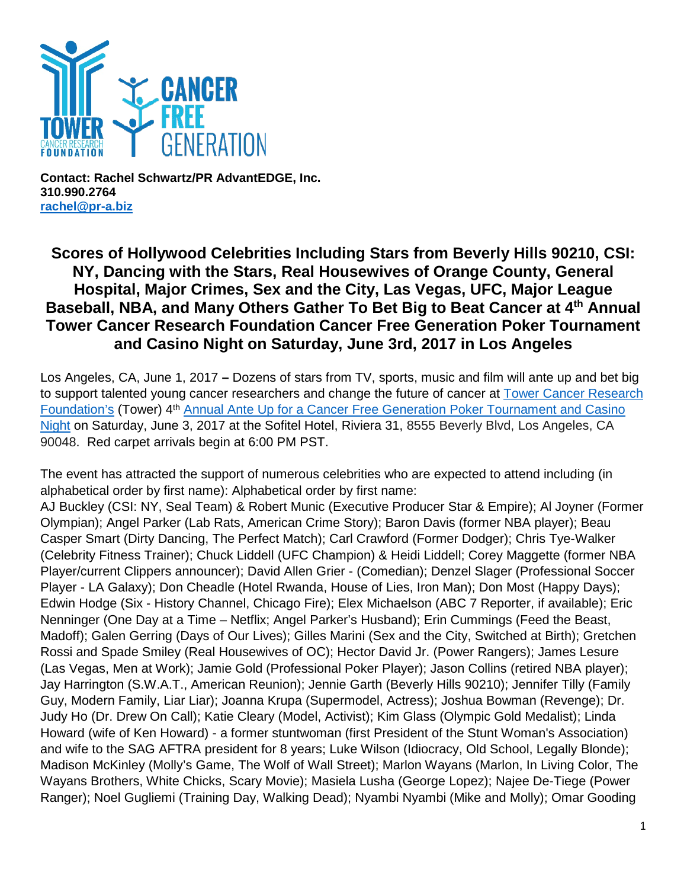**Contact: Rachel Schwartz/PR AdvantEDGE, Inc.**
**310.990.2764**
**[rachel@pr-a.biz](mailto:rachel@pr-a.biz)**

# Scores of Hollywood Celebrities Including Stars from Beverly Hills 90210, CSI: NY, Dancing with the Stars, Real Housewives of Orange County, General Hospital, Major Crimes, Sex and the City, Las Vegas, UFC, Major League Baseball, NBA, and Many Others Gather To Bet Big to Beat Cancer at 4th Annual Tower Cancer Research Foundation Cancer Free Generation Poker Tournament and Casino Night on Saturday, June 3rd, 2017 in Los Angeles

Los Angeles, CA, June 1, 2017 **–** Dozens of stars from TV, sports, music and film will ante up and bet big to support talented young cancer researchers and change the future of cancer at Tower Cancer Research Foundation's (Tower) 4th Annual Ante Up for a Cancer Free Generation Poker Tournament and Casino Night on Saturday, June 3, 2017 at the Sofitel Hotel, Riviera 31, 8555 Beverly Blvd, Los Angeles, CA 90048. Red carpet arrivals begin at 6:00 PM PST.

The event has attracted the support of numerous celebrities who are expected to attend including (in alphabetical order by first name): Alphabetical order by first name:
AJ Buckley (CSI: NY, Seal Team) & Robert Munic (Executive Producer Star & Empire); Al Joyner (Former Olympian); Angel Parker (Lab Rats, American Crime Story); Baron Davis (former NBA player); Beau Casper Smart (Dirty Dancing, The Perfect Match); Carl Crawford (Former Dodger); Chris Tye-Walker (Celebrity Fitness Trainer); Chuck Liddell (UFC Champion) & Heidi Liddell; Corey Maggette (former NBA Player/current Clippers announcer); David Allen Grier - (Comedian); Denzel Slager (Professional Soccer Player - LA Galaxy); Don Cheadle (Hotel Rwanda, House of Lies, Iron Man); Don Most (Happy Days); Edwin Hodge (Six - History Channel, Chicago Fire); Elex Michaelson (ABC 7 Reporter, if available); Eric Nenninger (One Day at a Time – Netflix; Angel Parker's Husband); Erin Cummings (Feed the Beast, Madoff); Galen Gerring (Days of Our Lives); Gilles Marini (Sex and the City, Switched at Birth); Gretchen Rossi and Spade Smiley (Real Housewives of OC); Hector David Jr. (Power Rangers); James Lesure (Las Vegas, Men at Work); Jamie Gold (Professional Poker Player); Jason Collins (retired NBA player); Jay Harrington (S.W.A.T., American Reunion); Jennie Garth (Beverly Hills 90210); Jennifer Tilly (Family Guy, Modern Family, Liar Liar); Joanna Krupa (Supermodel, Actress); Joshua Bowman (Revenge); Dr. Judy Ho (Dr. Drew On Call); Katie Cleary (Model, Activist); Kim Glass (Olympic Gold Medalist); Linda Howard (wife of Ken Howard) - a former stuntwoman (first President of the Stunt Woman's Association) and wife to the SAG AFTRA president for 8 years; Luke Wilson (Idiocracy, Old School, Legally Blonde); Madison McKinley (Molly's Game, The Wolf of Wall Street); Marlon Wayans (Marlon, In Living Color, The Wayans Brothers, White Chicks, Scary Movie); Masiela Lusha (George Lopez); Najee De-Tiege (Power Ranger); Noel Gugliemi (Training Day, Walking Dead); Nyambi Nyambi (Mike and Molly); Omar Gooding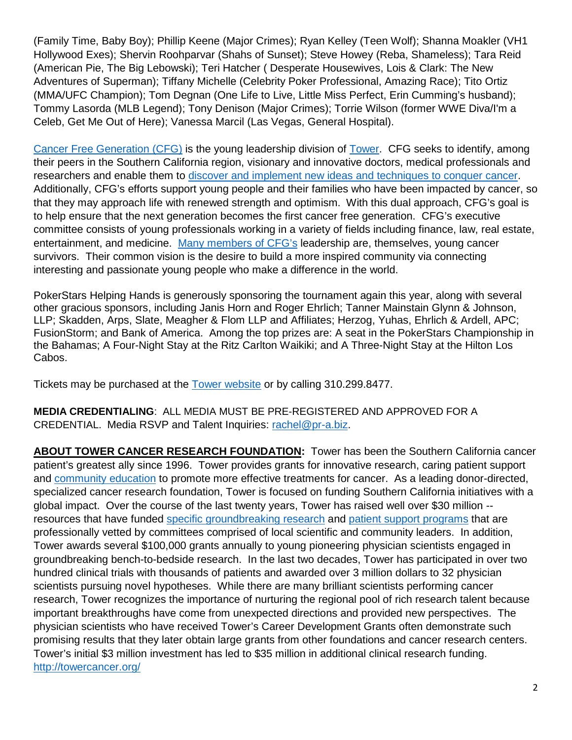(Family Time, Baby Boy); Phillip Keene (Major Crimes); Ryan Kelley (Teen Wolf); Shanna Moakler (VH1 Hollywood Exes); Shervin Roohparvar (Shahs of Sunset); Steve Howey (Reba, Shameless); Tara Reid (American Pie, The Big Lebowski); Teri Hatcher ( Desperate Housewives, Lois & Clark: The New Adventures of Superman); Tiffany Michelle (Celebrity Poker Professional, Amazing Race); Tito Ortiz (MMA/UFC Champion); Tom Degnan (One Life to Live, Little Miss Perfect, Erin Cumming's husband); Tommy Lasorda (MLB Legend); Tony Denison (Major Crimes); Torrie Wilson (former WWE Diva/I'm a Celeb, Get Me Out of Here); Vanessa Marcil (Las Vegas, General Hospital).

Cancer Free Generation (CFG) is the young leadership division of Tower. CFG seeks to identify, among their peers in the Southern California region, visionary and innovative doctors, medical professionals and researchers and enable them to discover and implement new ideas and techniques to conquer cancer. Additionally, CFG's efforts support young people and their families who have been impacted by cancer, so that they may approach life with renewed strength and optimism. With this dual approach, CFG's goal is to help ensure that the next generation becomes the first cancer free generation. CFG's executive committee consists of young professionals working in a variety of fields including finance, law, real estate, entertainment, and medicine. Many members of CFG's leadership are, themselves, young cancer survivors. Their common vision is the desire to build a more inspired community via connecting interesting and passionate young people who make a difference in the world.

PokerStars Helping Hands is generously sponsoring the tournament again this year, along with several other gracious sponsors, including Janis Horn and Roger Ehrlich; Tanner Mainstain Glynn & Johnson, LLP; Skadden, Arps, Slate, Meagher & Flom LLP and Affiliates; Herzog, Yuhas, Ehrlich & Ardell, APC; FusionStorm; and Bank of America. Among the top prizes are: A seat in the PokerStars Championship in the Bahamas; A Four-Night Stay at the Ritz Carlton Waikiki; and A Three-Night Stay at the Hilton Los Cabos.

Tickets may be purchased at the Tower website or by calling 310.299.8477.

**MEDIA CREDENTIALING**: ALL MEDIA MUST BE PRE-REGISTERED AND APPROVED FOR A CREDENTIAL. Media RSVP and Talent Inquiries: rachel@pr-a.biz.

**ABOUT TOWER CANCER RESEARCH FOUNDATION:** Tower has been the Southern California cancer patient's greatest ally since 1996. Tower provides grants for innovative research, caring patient support and community education to promote more effective treatments for cancer. As a leading donor-directed, specialized cancer research foundation, Tower is focused on funding Southern California initiatives with a global impact. Over the course of the last twenty years, Tower has raised well over $30 million -- resources that have funded specific groundbreaking research and patient support programs that are professionally vetted by committees comprised of local scientific and community leaders. In addition, Tower awards several $100,000 grants annually to young pioneering physician scientists engaged in groundbreaking bench-to-bedside research. In the last two decades, Tower has participated in over two hundred clinical trials with thousands of patients and awarded over 3 million dollars to 32 physician scientists pursuing novel hypotheses. While there are many brilliant scientists performing cancer research, Tower recognizes the importance of nurturing the regional pool of rich research talent because important breakthroughs have come from unexpected directions and provided new perspectives. The physician scientists who have received Tower's Career Development Grants often demonstrate such promising results that they later obtain large grants from other foundations and cancer research centers. Tower's initial $3 million investment has led to $35 million in additional clinical research funding. http://towercancer.org/